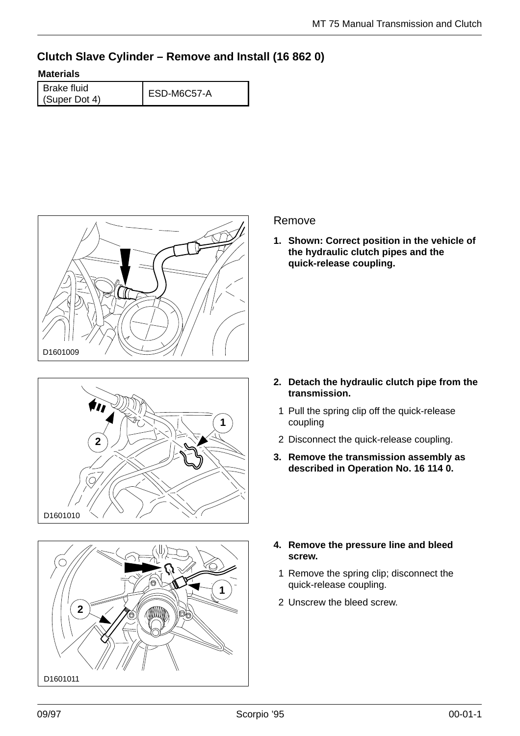## Clutch Slave Cylinder – Remove and Install (16 862 0)

**Materials**

| Brake fluid (Super Dot 4) | ESD-M6C57-A |
|---|---|

D1601009

### Remove

1. **Shown: Correct position in the vehicle of the hydraulic clutch pipes and the quick-release coupling.**

D1601010

2. **Detach the hydraulic clutch pipe from the transmission.**
   1. Pull the spring clip off the quick-release coupling
   2. Disconnect the quick-release coupling.
3. **Remove the transmission assembly as described in Operation No. 16 114 0.**

D1601011

4. **Remove the pressure line and bleed screw.**
   1. Remove the spring clip; disconnect the quick-release coupling.
   2. Unscrew the bleed screw.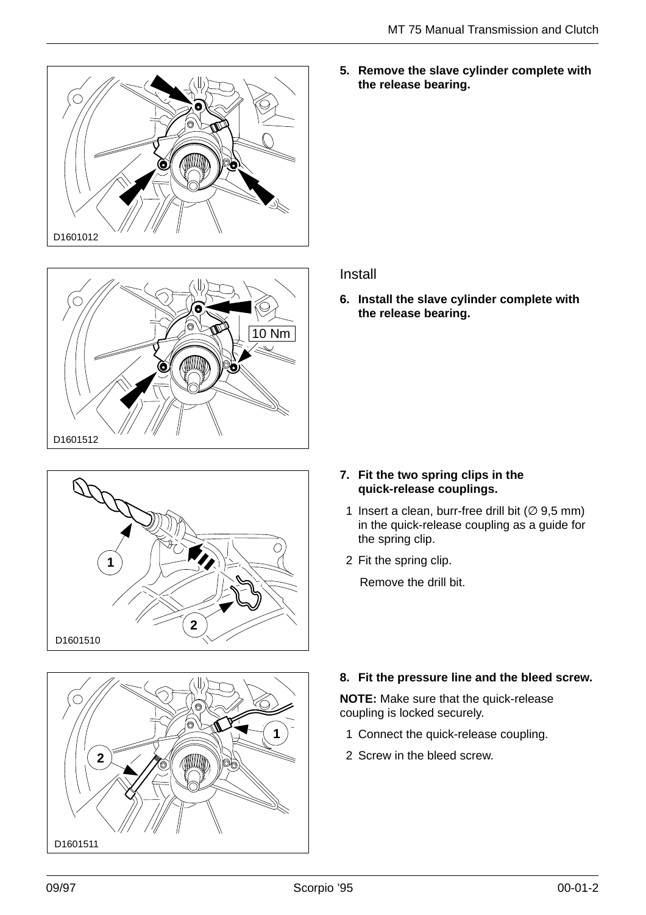D1601012

5. **Remove the slave cylinder complete with the release bearing.**

10 Nm

D1601512

## Install

6. **Install the slave cylinder complete with the release bearing.**

D1601510

7. **Fit the two spring clips in the quick-release couplings.**

   1 Insert a clean, burr-free drill bit (∅ 9,5 mm) in the quick-release coupling as a guide for the spring clip.

   2 Fit the spring clip.

   Remove the drill bit.

D1601511

8. **Fit the pressure line and the bleed screw.**

**NOTE:** Make sure that the quick-release coupling is locked securely.

   1 Connect the quick-release coupling.

   2 Screw in the bleed screw.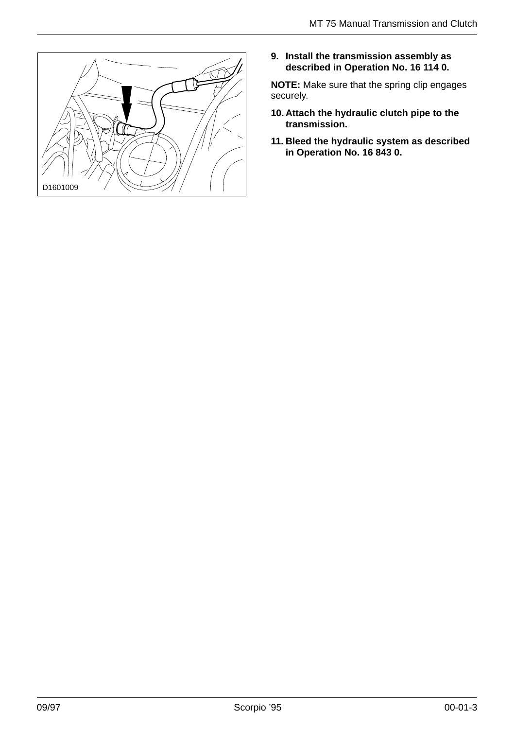D1601009

**9. Install the transmission assembly as described in Operation No. 16 114 0.**

**NOTE:** Make sure that the spring clip engages securely.

**10. Attach the hydraulic clutch pipe to the transmission.**

**11. Bleed the hydraulic system as described in Operation No. 16 843 0.**